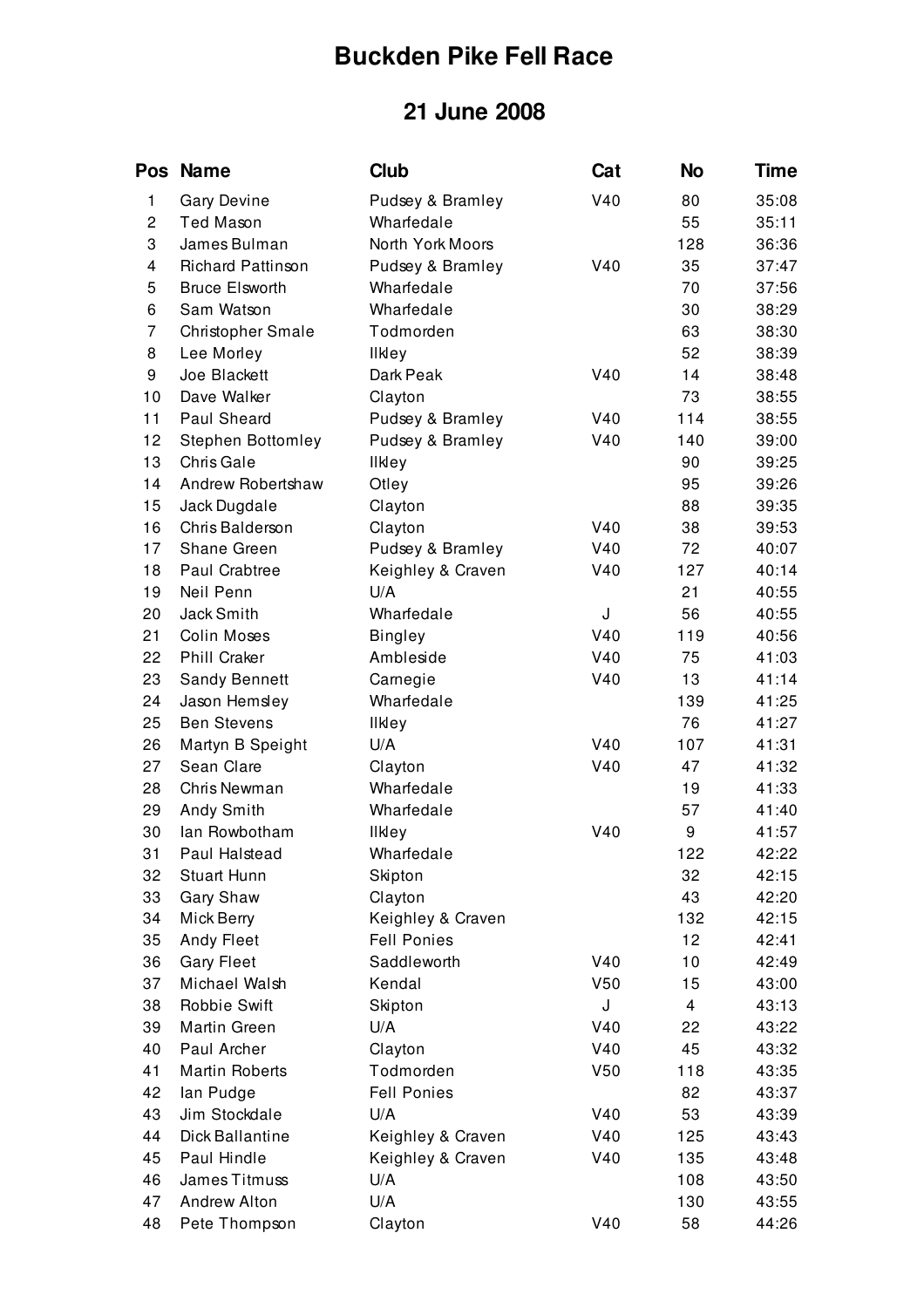# Buckden Pike Fell Race

## 21 June 2008

| Pos | Name | Club | Cat | No | Time |
|---|---|---|---|---|---|
| 1 | Gary Devine | Pudsey & Bramley | V40 | 80 | 35:08 |
| 2 | Ted Mason | Wharfedale | | 55 | 35:11 |
| 3 | James Bulman | North York Moors | | 128 | 36:36 |
| 4 | Richard Pattinson | Pudsey & Bramley | V40 | 35 | 37:47 |
| 5 | Bruce Elsworth | Wharfedale | | 70 | 37:56 |
| 6 | Sam Watson | Wharfedale | | 30 | 38:29 |
| 7 | Christopher Smale | Todmorden | | 63 | 38:30 |
| 8 | Lee Morley | Ilkley | | 52 | 38:39 |
| 9 | Joe Blackett | Dark Peak | V40 | 14 | 38:48 |
| 10 | Dave Walker | Clayton | | 73 | 38:55 |
| 11 | Paul Sheard | Pudsey & Bramley | V40 | 114 | 38:55 |
| 12 | Stephen Bottomley | Pudsey & Bramley | V40 | 140 | 39:00 |
| 13 | Chris Gale | Ilkley | | 90 | 39:25 |
| 14 | Andrew Robertshaw | Otley | | 95 | 39:26 |
| 15 | Jack Dugdale | Clayton | | 88 | 39:35 |
| 16 | Chris Balderson | Clayton | V40 | 38 | 39:53 |
| 17 | Shane Green | Pudsey & Bramley | V40 | 72 | 40:07 |
| 18 | Paul Crabtree | Keighley & Craven | V40 | 127 | 40:14 |
| 19 | Neil Penn | U/A | | 21 | 40:55 |
| 20 | Jack Smith | Wharfedale | J | 56 | 40:55 |
| 21 | Colin Moses | Bingley | V40 | 119 | 40:56 |
| 22 | Phill Craker | Ambleside | V40 | 75 | 41:03 |
| 23 | Sandy Bennett | Carnegie | V40 | 13 | 41:14 |
| 24 | Jason Hemsley | Wharfedale | | 139 | 41:25 |
| 25 | Ben Stevens | Ilkley | | 76 | 41:27 |
| 26 | Martyn B Speight | U/A | V40 | 107 | 41:31 |
| 27 | Sean Clare | Clayton | V40 | 47 | 41:32 |
| 28 | Chris Newman | Wharfedale | | 19 | 41:33 |
| 29 | Andy Smith | Wharfedale | | 57 | 41:40 |
| 30 | Ian Rowbotham | Ilkley | V40 | 9 | 41:57 |
| 31 | Paul Halstead | Wharfedale | | 122 | 42:22 |
| 32 | Stuart Hunn | Skipton | | 32 | 42:15 |
| 33 | Gary Shaw | Clayton | | 43 | 42:20 |
| 34 | Mick Berry | Keighley & Craven | | 132 | 42:15 |
| 35 | Andy Fleet | Fell Ponies | | 12 | 42:41 |
| 36 | Gary Fleet | Saddleworth | V40 | 10 | 42:49 |
| 37 | Michael Walsh | Kendal | V50 | 15 | 43:00 |
| 38 | Robbie Swift | Skipton | J | 4 | 43:13 |
| 39 | Martin Green | U/A | V40 | 22 | 43:22 |
| 40 | Paul Archer | Clayton | V40 | 45 | 43:32 |
| 41 | Martin Roberts | Todmorden | V50 | 118 | 43:35 |
| 42 | Ian Pudge | Fell Ponies | | 82 | 43:37 |
| 43 | Jim Stockdale | U/A | V40 | 53 | 43:39 |
| 44 | Dick Ballantine | Keighley & Craven | V40 | 125 | 43:43 |
| 45 | Paul Hindle | Keighley & Craven | V40 | 135 | 43:48 |
| 46 | James Titmuss | U/A | | 108 | 43:50 |
| 47 | Andrew Alton | U/A | | 130 | 43:55 |
| 48 | Pete Thompson | Clayton | V40 | 58 | 44:26 |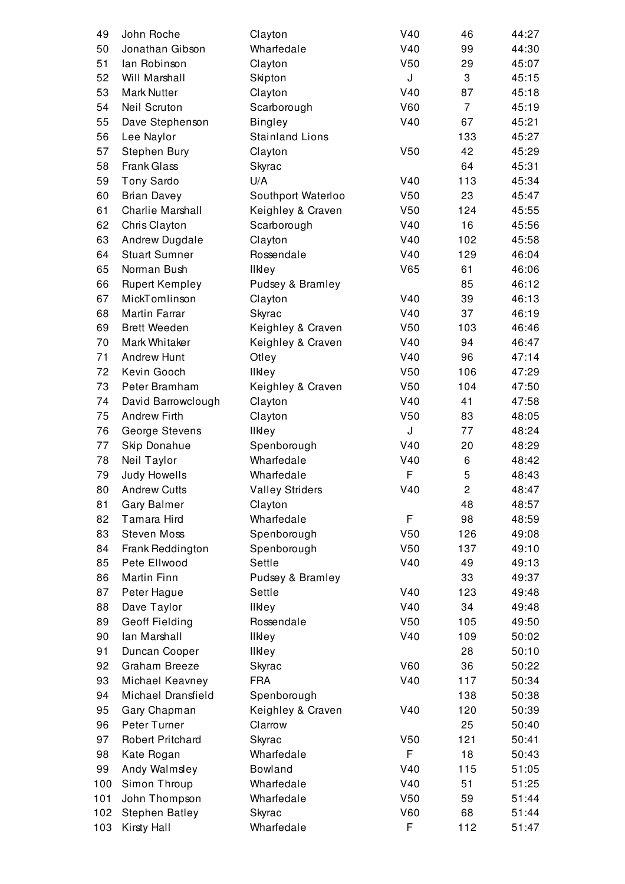| | | | | | |
|---|---|---|---|---|---|
| 49 | John Roche | Clayton | V40 | 46 | 44:27 |
| 50 | Jonathan Gibson | Wharfedale | V40 | 99 | 44:30 |
| 51 | Ian Robinson | Clayton | V50 | 29 | 45:07 |
| 52 | Will Marshall | Skipton | J | 3 | 45:15 |
| 53 | Mark Nutter | Clayton | V40 | 87 | 45:18 |
| 54 | Neil Scruton | Scarborough | V60 | 7 | 45:19 |
| 55 | Dave Stephenson | Bingley | V40 | 67 | 45:21 |
| 56 | Lee Naylor | Stainland Lions | | 133 | 45:27 |
| 57 | Stephen Bury | Clayton | V50 | 42 | 45:29 |
| 58 | Frank Glass | Skyrac | | 64 | 45:31 |
| 59 | Tony Sardo | U/A | V40 | 113 | 45:34 |
| 60 | Brian Davey | Southport Waterloo | V50 | 23 | 45:47 |
| 61 | Charlie Marshall | Keighley & Craven | V50 | 124 | 45:55 |
| 62 | Chris Clayton | Scarborough | V40 | 16 | 45:56 |
| 63 | Andrew Dugdale | Clayton | V40 | 102 | 45:58 |
| 64 | Stuart Sumner | Rossendale | V40 | 129 | 46:04 |
| 65 | Norman Bush | Ilkley | V65 | 61 | 46:06 |
| 66 | Rupert Kempley | Pudsey & Bramley | | 85 | 46:12 |
| 67 | MickTomlinson | Clayton | V40 | 39 | 46:13 |
| 68 | Martin Farrar | Skyrac | V40 | 37 | 46:19 |
| 69 | Brett Weeden | Keighley & Craven | V50 | 103 | 46:46 |
| 70 | Mark Whitaker | Keighley & Craven | V40 | 94 | 46:47 |
| 71 | Andrew Hunt | Otley | V40 | 96 | 47:14 |
| 72 | Kevin Gooch | Ilkley | V50 | 106 | 47:29 |
| 73 | Peter Bramham | Keighley & Craven | V50 | 104 | 47:50 |
| 74 | David Barrowclough | Clayton | V40 | 41 | 47:58 |
| 75 | Andrew Firth | Clayton | V50 | 83 | 48:05 |
| 76 | George Stevens | Ilkley | J | 77 | 48:24 |
| 77 | Skip Donahue | Spenborough | V40 | 20 | 48:29 |
| 78 | Neil Taylor | Wharfedale | V40 | 6 | 48:42 |
| 79 | Judy Howells | Wharfedale | F | 5 | 48:43 |
| 80 | Andrew Cutts | Valley Striders | V40 | 2 | 48:47 |
| 81 | Gary Balmer | Clayton | | 48 | 48:57 |
| 82 | Tamara Hird | Wharfedale | F | 98 | 48:59 |
| 83 | Steven Moss | Spenborough | V50 | 126 | 49:08 |
| 84 | Frank Reddington | Spenborough | V50 | 137 | 49:10 |
| 85 | Pete Ellwood | Settle | V40 | 49 | 49:13 |
| 86 | Martin Finn | Pudsey & Bramley | | 33 | 49:37 |
| 87 | Peter Hague | Settle | V40 | 123 | 49:48 |
| 88 | Dave Taylor | Ilkley | V40 | 34 | 49:48 |
| 89 | Geoff Fielding | Rossendale | V50 | 105 | 49:50 |
| 90 | Ian Marshall | Ilkley | V40 | 109 | 50:02 |
| 91 | Duncan Cooper | Ilkley | | 28 | 50:10 |
| 92 | Graham Breeze | Skyrac | V60 | 36 | 50:22 |
| 93 | Michael Keavney | FRA | V40 | 117 | 50:34 |
| 94 | Michael Dransfield | Spenborough | | 138 | 50:38 |
| 95 | Gary Chapman | Keighley & Craven | V40 | 120 | 50:39 |
| 96 | Peter Turner | Clarrow | | 25 | 50:40 |
| 97 | Robert Pritchard | Skyrac | V50 | 121 | 50:41 |
| 98 | Kate Rogan | Wharfedale | F | 18 | 50:43 |
| 99 | Andy Walmsley | Bowland | V40 | 115 | 51:05 |
| 100 | Simon Throup | Wharfedale | V40 | 51 | 51:25 |
| 101 | John Thompson | Wharfedale | V50 | 59 | 51:44 |
| 102 | Stephen Batley | Skyrac | V60 | 68 | 51:44 |
| 103 | Kirsty Hall | Wharfedale | F | 112 | 51:47 |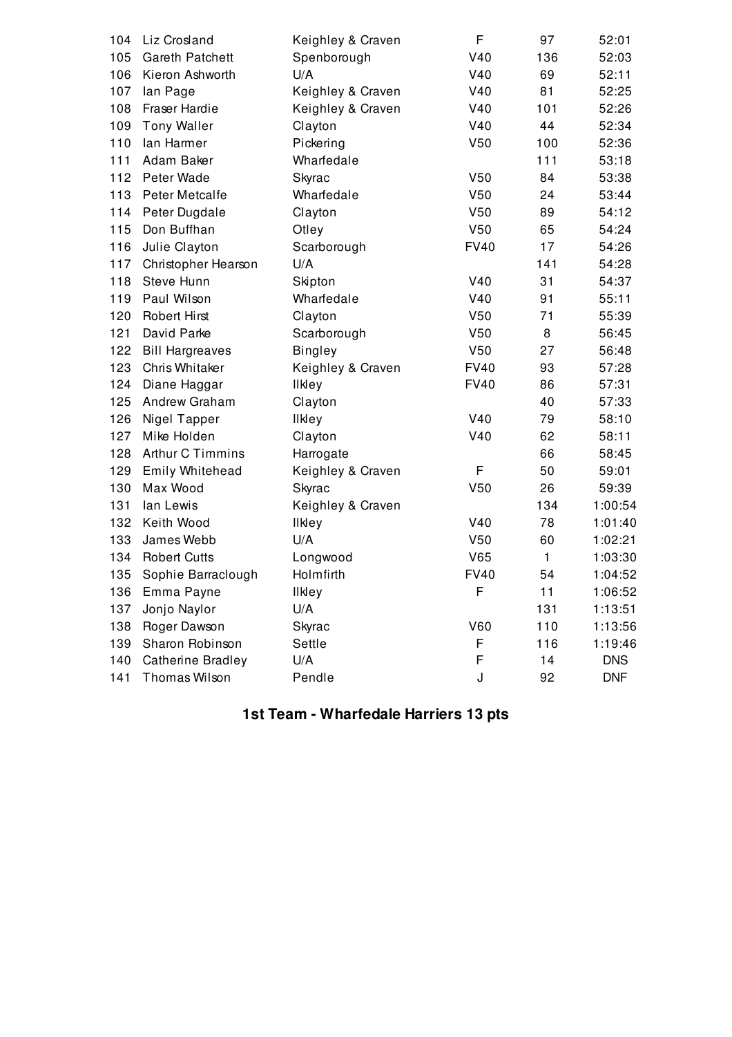| | | | | | |
|---|---|---|---|---|---|
| 104 | Liz Crosland | Keighley & Craven | F | 97 | 52:01 |
| 105 | Gareth Patchett | Spenborough | V40 | 136 | 52:03 |
| 106 | Kieron Ashworth | U/A | V40 | 69 | 52:11 |
| 107 | Ian Page | Keighley & Craven | V40 | 81 | 52:25 |
| 108 | Fraser Hardie | Keighley & Craven | V40 | 101 | 52:26 |
| 109 | Tony Waller | Clayton | V40 | 44 | 52:34 |
| 110 | Ian Harmer | Pickering | V50 | 100 | 52:36 |
| 111 | Adam Baker | Wharfedale | | 111 | 53:18 |
| 112 | Peter Wade | Skyrac | V50 | 84 | 53:38 |
| 113 | Peter Metcalfe | Wharfedale | V50 | 24 | 53:44 |
| 114 | Peter Dugdale | Clayton | V50 | 89 | 54:12 |
| 115 | Don Buffhan | Otley | V50 | 65 | 54:24 |
| 116 | Julie Clayton | Scarborough | FV40 | 17 | 54:26 |
| 117 | Christopher Hearson | U/A | | 141 | 54:28 |
| 118 | Steve Hunn | Skipton | V40 | 31 | 54:37 |
| 119 | Paul Wilson | Wharfedale | V40 | 91 | 55:11 |
| 120 | Robert Hirst | Clayton | V50 | 71 | 55:39 |
| 121 | David Parke | Scarborough | V50 | 8 | 56:45 |
| 122 | Bill Hargreaves | Bingley | V50 | 27 | 56:48 |
| 123 | Chris Whitaker | Keighley & Craven | FV40 | 93 | 57:28 |
| 124 | Diane Haggar | Ilkley | FV40 | 86 | 57:31 |
| 125 | Andrew Graham | Clayton | | 40 | 57:33 |
| 126 | Nigel Tapper | Ilkley | V40 | 79 | 58:10 |
| 127 | Mike Holden | Clayton | V40 | 62 | 58:11 |
| 128 | Arthur C Timmins | Harrogate | | 66 | 58:45 |
| 129 | Emily Whitehead | Keighley & Craven | F | 50 | 59:01 |
| 130 | Max Wood | Skyrac | V50 | 26 | 59:39 |
| 131 | Ian Lewis | Keighley & Craven | | 134 | 1:00:54 |
| 132 | Keith Wood | Ilkley | V40 | 78 | 1:01:40 |
| 133 | James Webb | U/A | V50 | 60 | 1:02:21 |
| 134 | Robert Cutts | Longwood | V65 | 1 | 1:03:30 |
| 135 | Sophie Barraclough | Holmfirth | FV40 | 54 | 1:04:52 |
| 136 | Emma Payne | Ilkley | F | 11 | 1:06:52 |
| 137 | Jonjo Naylor | U/A | | 131 | 1:13:51 |
| 138 | Roger Dawson | Skyrac | V60 | 110 | 1:13:56 |
| 139 | Sharon Robinson | Settle | F | 116 | 1:19:46 |
| 140 | Catherine Bradley | U/A | F | 14 | DNS |
| 141 | Thomas Wilson | Pendle | J | 92 | DNF |

**1st Team - Wharfedale Harriers 13 pts**